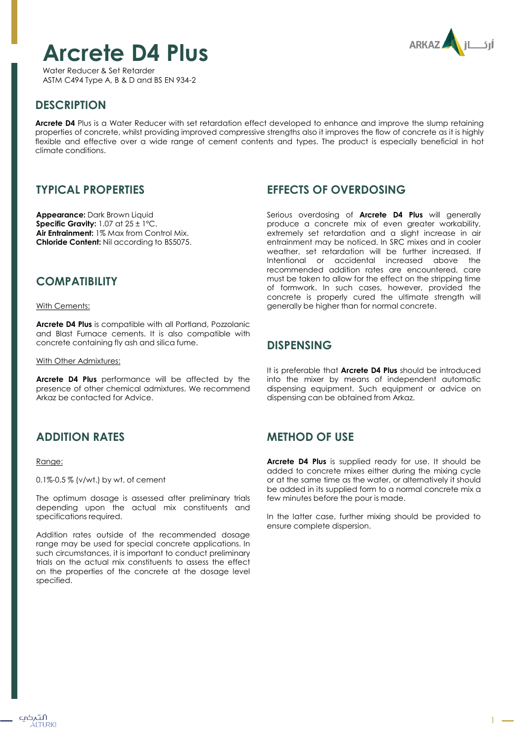# Arcrete D4 Plus

Water Reducer & Set Retarder
ASTM C494 Type A, B & D and BS EN 934-2

## DESCRIPTION

**Arcrete D4** Plus is a Water Reducer with set retardation effect developed to enhance and improve the slump retaining properties of concrete, whilst providing improved compressive strengths also it improves the flow of concrete as it is highly flexible and effective over a wide range of cement contents and types. The product is especially beneficial in hot climate conditions.

## TYPICAL PROPERTIES

**Appearance:** Dark Brown Liquid
**Specific Gravity:** 1.07 at 25 ± 1°C.
**Air Entrainment:** 1% Max from Control Mix.
**Chloride Content:** Nil according to BS5075.

## COMPATIBILITY

With Cements:

**Arcrete D4 Plus** is compatible with all Portland, Pozzolanic and Blast Furnace cements. It is also compatible with concrete containing fly ash and silica fume.

With Other Admixtures:

**Arcrete D4 Plus** performance will be affected by the presence of other chemical admixtures. We recommend Arkaz be contacted for Advice.

## ADDITION RATES

Range:

0.1%-0.5 % (v/wt.) by wt. of cement

The optimum dosage is assessed after preliminary trials depending upon the actual mix constituents and specifications required.

Addition rates outside of the recommended dosage range may be used for special concrete applications. In such circumstances, it is important to conduct preliminary trials on the actual mix constituents to assess the effect on the properties of the concrete at the dosage level specified.

## EFFECTS OF OVERDOSING

Serious overdosing of **Arcrete D4 Plus** will generally produce a concrete mix of even greater workability, extremely set retardation and a slight increase in air entrainment may be noticed. In SRC mixes and in cooler weather, set retardation will be further increased. If Intentional or accidental increased above the recommended addition rates are encountered, care must be taken to allow for the effect on the stripping time of formwork. In such cases, however, provided the concrete is properly cured the ultimate strength will generally be higher than for normal concrete.

## DISPENSING

It is preferable that **Arcrete D4 Plus** should be introduced into the mixer by means of independent automatic dispensing equipment. Such equipment or advice on dispensing can be obtained from Arkaz.

## METHOD OF USE

**Arcrete D4 Plus** is supplied ready for use. It should be added to concrete mixes either during the mixing cycle or at the same time as the water, or alternatively it should be added in its supplied form to a normal concrete mix a few minutes before the pour is made.

In the latter case, further mixing should be provided to ensure complete dispersion.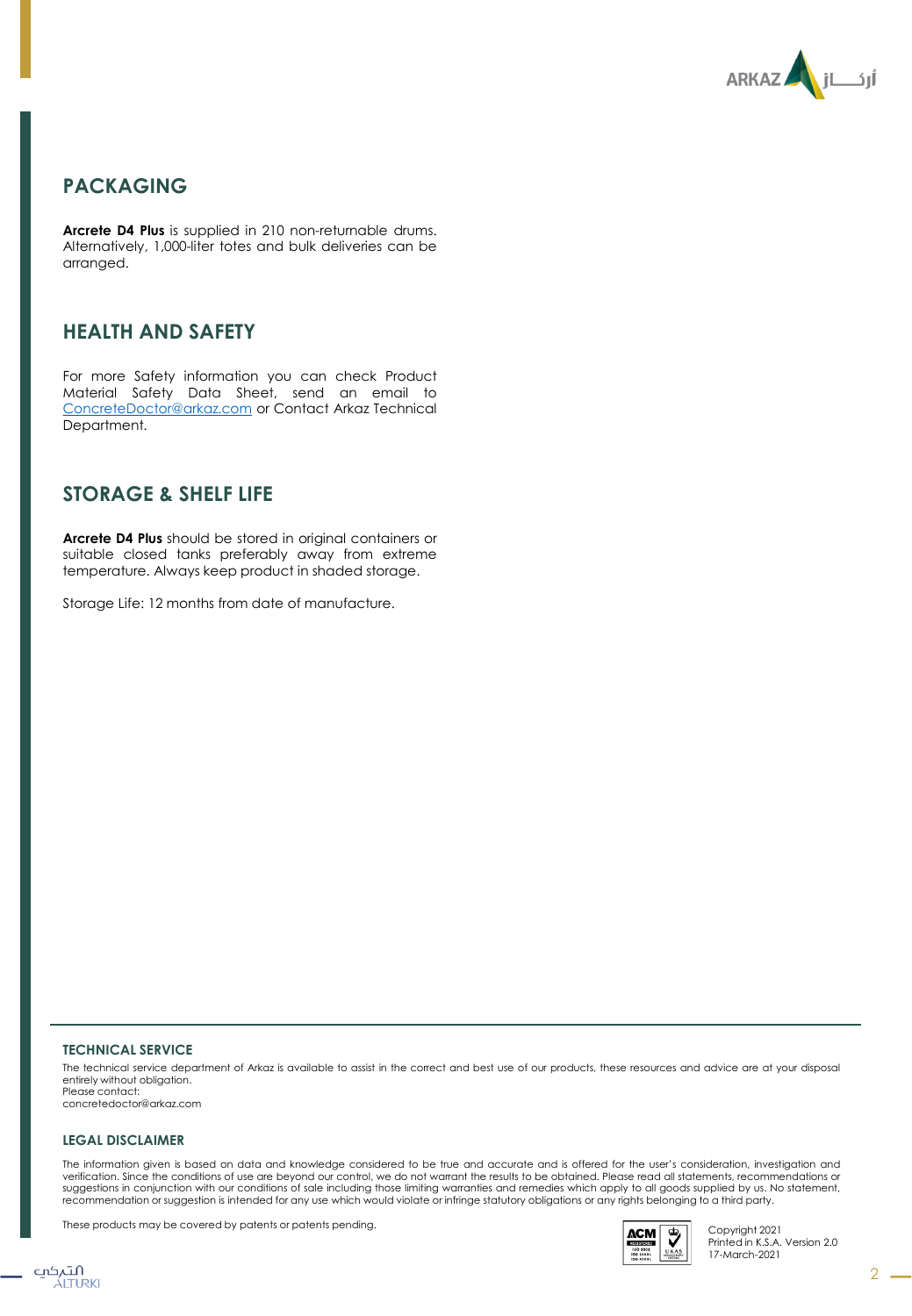## PACKAGING

**Arcrete D4 Plus** is supplied in 210 non-returnable drums. Alternatively, 1,000-liter totes and bulk deliveries can be arranged.

## HEALTH AND SAFETY

For more Safety information you can check Product Material Safety Data Sheet, send an email to ConcreteDoctor@arkaz.com or Contact Arkaz Technical Department.

## STORAGE & SHELF LIFE

**Arcrete D4 Plus** should be stored in original containers or suitable closed tanks preferably away from extreme temperature. Always keep product in shaded storage.

Storage Life: 12 months from date of manufacture.

### TECHNICAL SERVICE

The technical service department of Arkaz is available to assist in the correct and best use of our products, these resources and advice are at your disposal entirely without obligation.
Please contact:
concretedoctor@arkaz.com

### LEGAL DISCLAIMER

The information given is based on data and knowledge considered to be true and accurate and is offered for the user's consideration, investigation and verification. Since the conditions of use are beyond our control, we do not warrant the results to be obtained. Please read all statements, recommendations or suggestions in conjunction with our conditions of sale including those limiting warranties and remedies which apply to all goods supplied by us. No statement, recommendation or suggestion is intended for any use which would violate or infringe statutory obligations or any rights belonging to a third party.

These products may be covered by patents or patents pending.

Copyright 2021
Printed in K.S.A. Version 2.0
17-March-2021